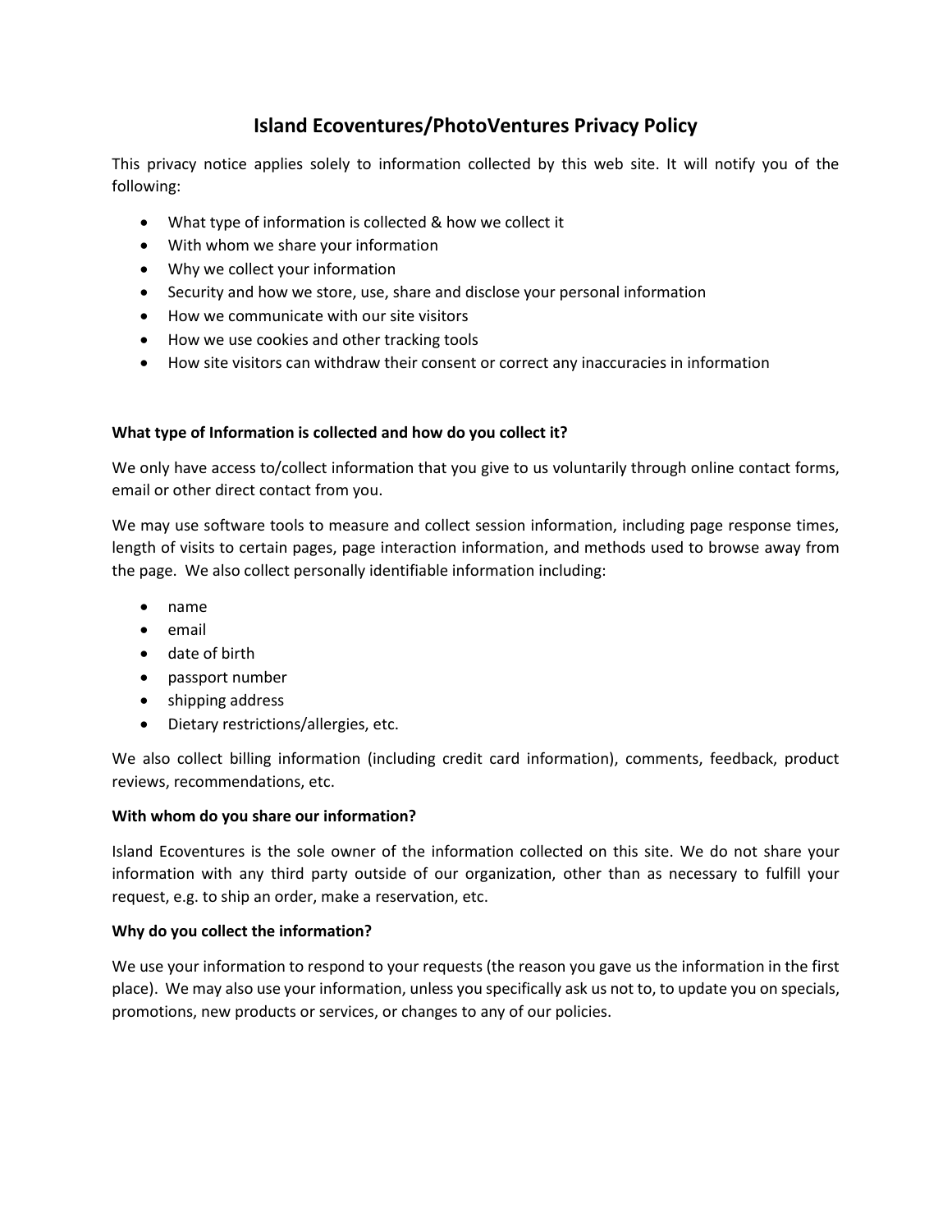# Island Ecoventures/PhotoVentures Privacy Policy

This privacy notice applies solely to information collected by this web site. It will notify you of the following:

- What type of information is collected & how we collect it
- With whom we share your information
- Why we collect your information
- Security and how we store, use, share and disclose your personal information
- How we communicate with our site visitors
- How we use cookies and other tracking tools
- How site visitors can withdraw their consent or correct any inaccuracies in information

**What type of Information is collected and how do you collect it?**

We only have access to/collect information that you give to us voluntarily through online contact forms, email or other direct contact from you.

We may use software tools to measure and collect session information, including page response times, length of visits to certain pages, page interaction information, and methods used to browse away from the page. We also collect personally identifiable information including:

- name
- email
- date of birth
- passport number
- shipping address
- Dietary restrictions/allergies, etc.

We also collect billing information (including credit card information), comments, feedback, product reviews, recommendations, etc.

**With whom do you share our information?**

Island Ecoventures is the sole owner of the information collected on this site. We do not share your information with any third party outside of our organization, other than as necessary to fulfill your request, e.g. to ship an order, make a reservation, etc.

**Why do you collect the information?**

We use your information to respond to your requests (the reason you gave us the information in the first place). We may also use your information, unless you specifically ask us not to, to update you on specials, promotions, new products or services, or changes to any of our policies.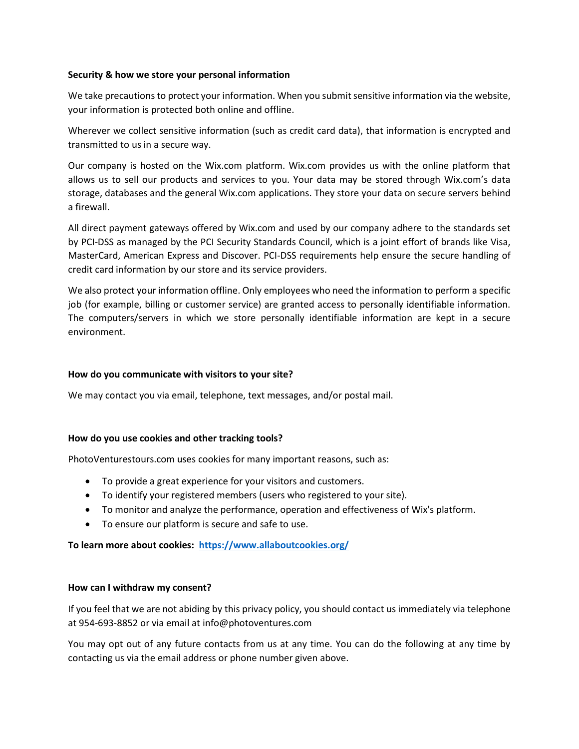**Security & how we store your personal information**

We take precautions to protect your information. When you submit sensitive information via the website, your information is protected both online and offline.

Wherever we collect sensitive information (such as credit card data), that information is encrypted and transmitted to us in a secure way.

Our company is hosted on the Wix.com platform. Wix.com provides us with the online platform that allows us to sell our products and services to you. Your data may be stored through Wix.com's data storage, databases and the general Wix.com applications. They store your data on secure servers behind a firewall.

All direct payment gateways offered by Wix.com and used by our company adhere to the standards set by PCI-DSS as managed by the PCI Security Standards Council, which is a joint effort of brands like Visa, MasterCard, American Express and Discover. PCI-DSS requirements help ensure the secure handling of credit card information by our store and its service providers.

We also protect your information offline. Only employees who need the information to perform a specific job (for example, billing or customer service) are granted access to personally identifiable information. The computers/servers in which we store personally identifiable information are kept in a secure environment.

**How do you communicate with visitors to your site?**

We may contact you via email, telephone, text messages, and/or postal mail.

**How do you use cookies and other tracking tools?**

PhotoVenturestours.com uses cookies for many important reasons, such as:

- To provide a great experience for your visitors and customers.
- To identify your registered members (users who registered to your site).
- To monitor and analyze the performance, operation and effectiveness of Wix's platform.
- To ensure our platform is secure and safe to use.

**To learn more about cookies: [https://www.allaboutcookies.org/](https://www.allaboutcookies.org/)**

**How can I withdraw my consent?**

If you feel that we are not abiding by this privacy policy, you should contact us immediately via telephone at 954-693-8852 or via email at info@photoventures.com

You may opt out of any future contacts from us at any time. You can do the following at any time by contacting us via the email address or phone number given above.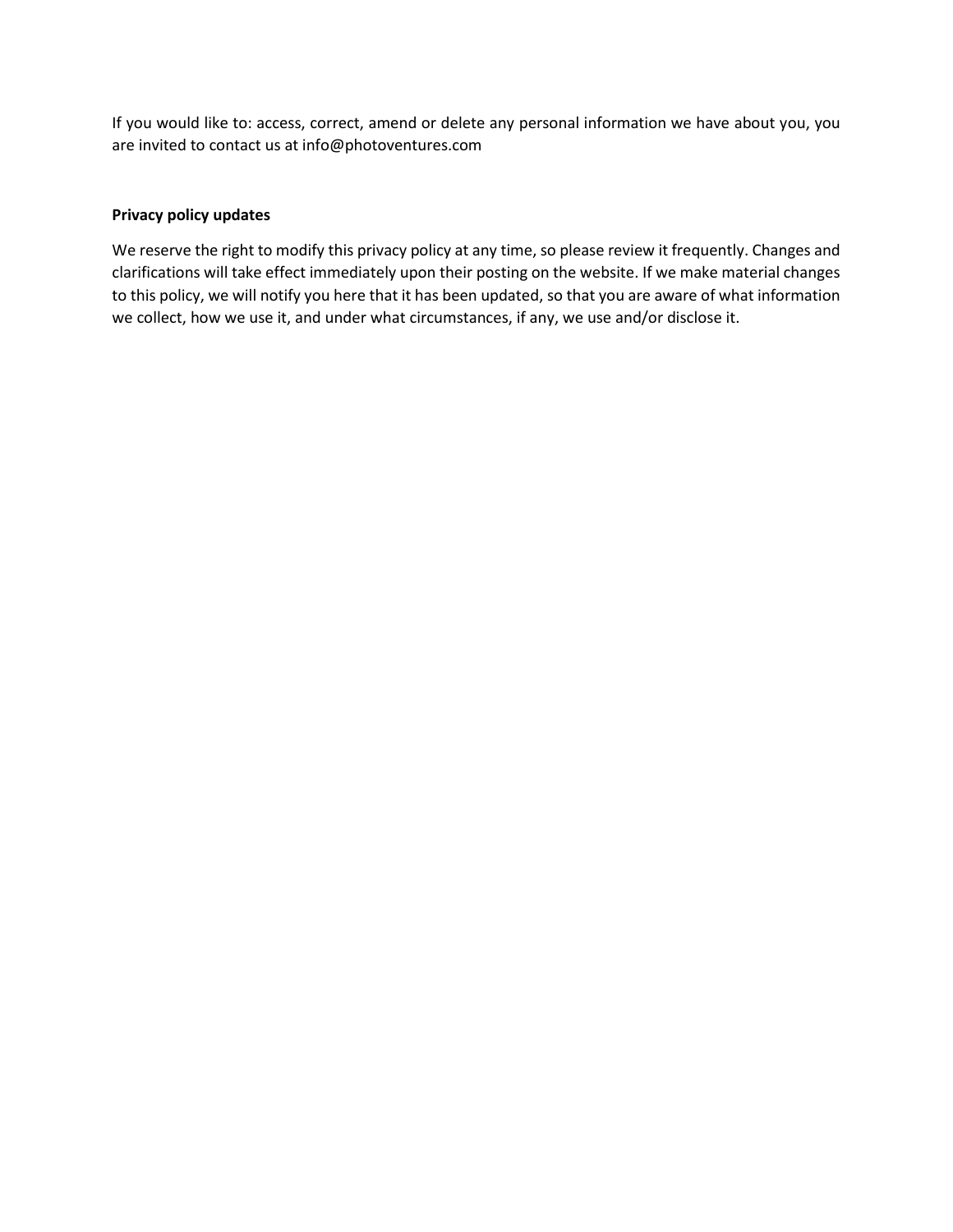If you would like to: access, correct, amend or delete any personal information we have about you, you are invited to contact us at info@photoventures.com

**Privacy policy updates**

We reserve the right to modify this privacy policy at any time, so please review it frequently. Changes and clarifications will take effect immediately upon their posting on the website. If we make material changes to this policy, we will notify you here that it has been updated, so that you are aware of what information we collect, how we use it, and under what circumstances, if any, we use and/or disclose it.